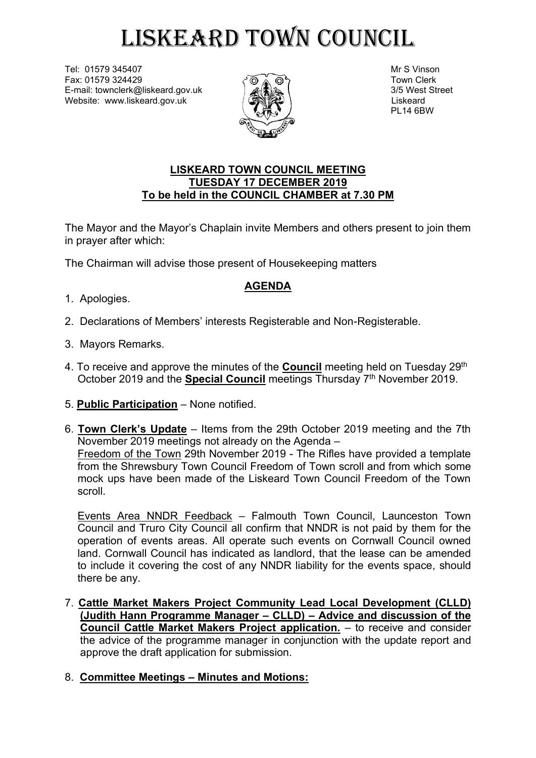# LISKEARD TOWN COUNCIL

Tel: 01579 345407
Fax: 01579 324429
E-mail: townclerk@liskeard.gov.uk
Website: www.liskeard.gov.uk

Mr S Vinson
Town Clerk
3/5 West Street
Liskeard
PL14 6BW

**LISKEARD TOWN COUNCIL MEETING**
**TUESDAY 17 DECEMBER 2019**
**To be held in the COUNCIL CHAMBER at 7.30 PM**

The Mayor and the Mayor's Chaplain invite Members and others present to join them in prayer after which:

The Chairman will advise those present of Housekeeping matters

## AGENDA

1. Apologies.

2. Declarations of Members' interests Registerable and Non-Registerable.

3. Mayors Remarks.

4. To receive and approve the minutes of the **Council** meeting held on Tuesday 29th October 2019 and the **Special Council** meetings Thursday 7th November 2019.

5. **Public Participation** – None notified.

6. **Town Clerk's Update** – Items from the 29th October 2019 meeting and the 7th November 2019 meetings not already on the Agenda –
   Freedom of the Town 29th November 2019 - The Rifles have provided a template from the Shrewsbury Town Council Freedom of Town scroll and from which some mock ups have been made of the Liskeard Town Council Freedom of the Town scroll.

   Events Area NNDR Feedback – Falmouth Town Council, Launceston Town Council and Truro City Council all confirm that NNDR is not paid by them for the operation of events areas. All operate such events on Cornwall Council owned land. Cornwall Council has indicated as landlord, that the lease can be amended to include it covering the cost of any NNDR liability for the events space, should there be any.

7. **Cattle Market Makers Project Community Lead Local Development (CLLD) (Judith Hann Programme Manager – CLLD) – Advice and discussion of the Council Cattle Market Makers Project application.** – to receive and consider the advice of the programme manager in conjunction with the update report and approve the draft application for submission.

8. **Committee Meetings – Minutes and Motions:**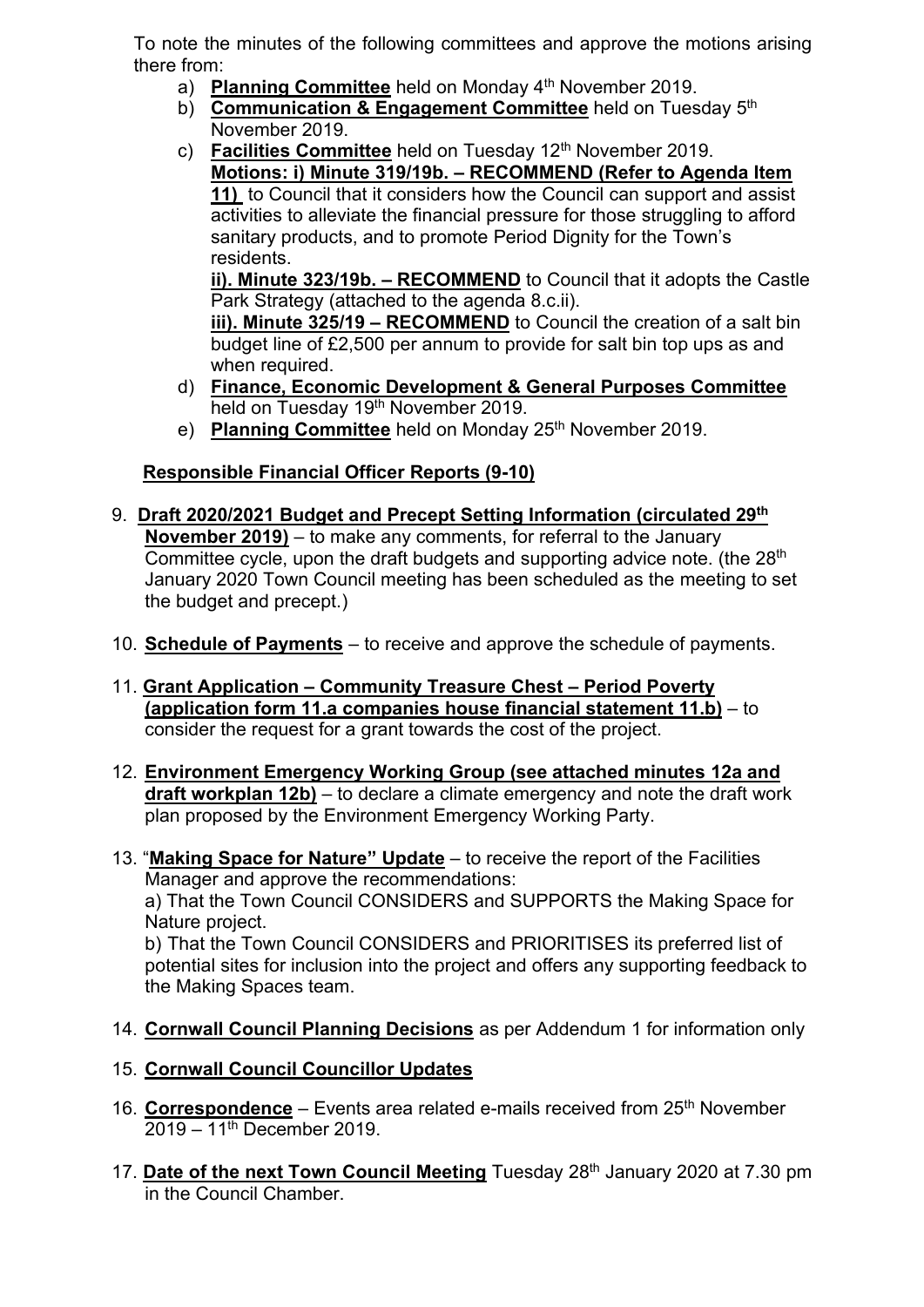To note the minutes of the following committees and approve the motions arising there from:

a) **Planning Committee** held on Monday 4th November 2019.
b) **Communication & Engagement Committee** held on Tuesday 5th November 2019.
c) **Facilities Committee** held on Tuesday 12th November 2019.
   **Motions: i) Minute 319/19b. – RECOMMEND (Refer to Agenda Item 11)** to Council that it considers how the Council can support and assist activities to alleviate the financial pressure for those struggling to afford sanitary products, and to promote Period Dignity for the Town's residents.
   **ii). Minute 323/19b. – RECOMMEND** to Council that it adopts the Castle Park Strategy (attached to the agenda 8.c.ii).
   **iii). Minute 325/19 – RECOMMEND** to Council the creation of a salt bin budget line of £2,500 per annum to provide for salt bin top ups as and when required.
d) **Finance, Economic Development & General Purposes Committee** held on Tuesday 19th November 2019.
e) **Planning Committee** held on Monday 25th November 2019.

**Responsible Financial Officer Reports (9-10)**

9. **Draft 2020/2021 Budget and Precept Setting Information (circulated 29th November 2019)** – to make any comments, for referral to the January Committee cycle, upon the draft budgets and supporting advice note. (the 28th January 2020 Town Council meeting has been scheduled as the meeting to set the budget and precept.)

10. **Schedule of Payments** – to receive and approve the schedule of payments.

11. **Grant Application – Community Treasure Chest – Period Poverty (application form 11.a companies house financial statement 11.b)** – to consider the request for a grant towards the cost of the project.

12. **Environment Emergency Working Group (see attached minutes 12a and draft workplan 12b)** – to declare a climate emergency and note the draft work plan proposed by the Environment Emergency Working Party.

13. "**Making Space for Nature" Update** – to receive the report of the Facilities Manager and approve the recommendations:
    a) That the Town Council CONSIDERS and SUPPORTS the Making Space for Nature project.
    b) That the Town Council CONSIDERS and PRIORITISES its preferred list of potential sites for inclusion into the project and offers any supporting feedback to the Making Spaces team.

14. **Cornwall Council Planning Decisions** as per Addendum 1 for information only

15. **Cornwall Council Councillor Updates**

16. **Correspondence** – Events area related e-mails received from 25th November 2019 – 11th December 2019.

17. **Date of the next Town Council Meeting** Tuesday 28th January 2020 at 7.30 pm in the Council Chamber.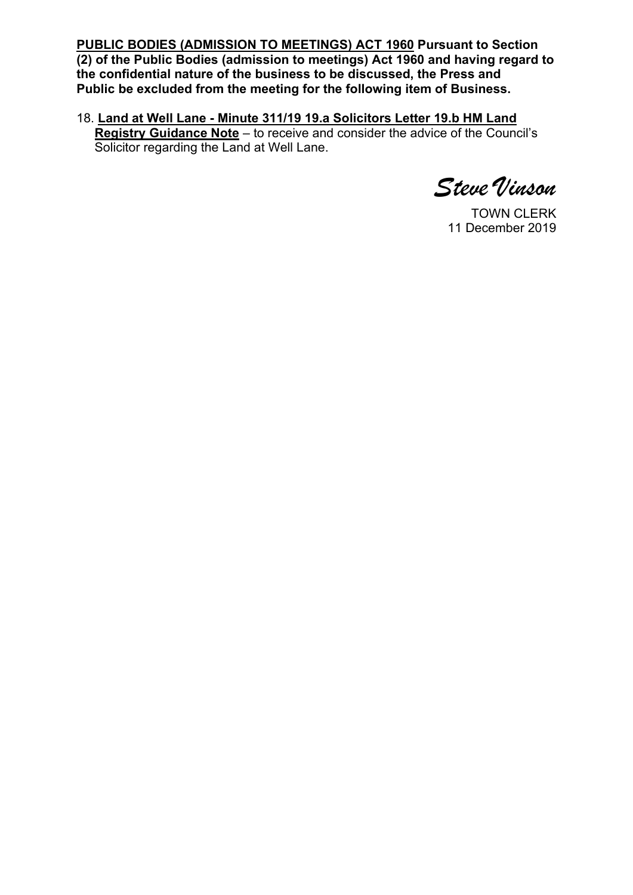**PUBLIC BODIES (ADMISSION TO MEETINGS) ACT 1960 Pursuant to Section (2) of the Public Bodies (admission to meetings) Act 1960 and having regard to the confidential nature of the business to be discussed, the Press and Public be excluded from the meeting for the following item of Business.**

18. **Land at Well Lane - Minute 311/19 19.a Solicitors Letter 19.b HM Land Registry Guidance Note** – to receive and consider the advice of the Council's Solicitor regarding the Land at Well Lane.

*Steve Vinson*

TOWN CLERK
11 December 2019